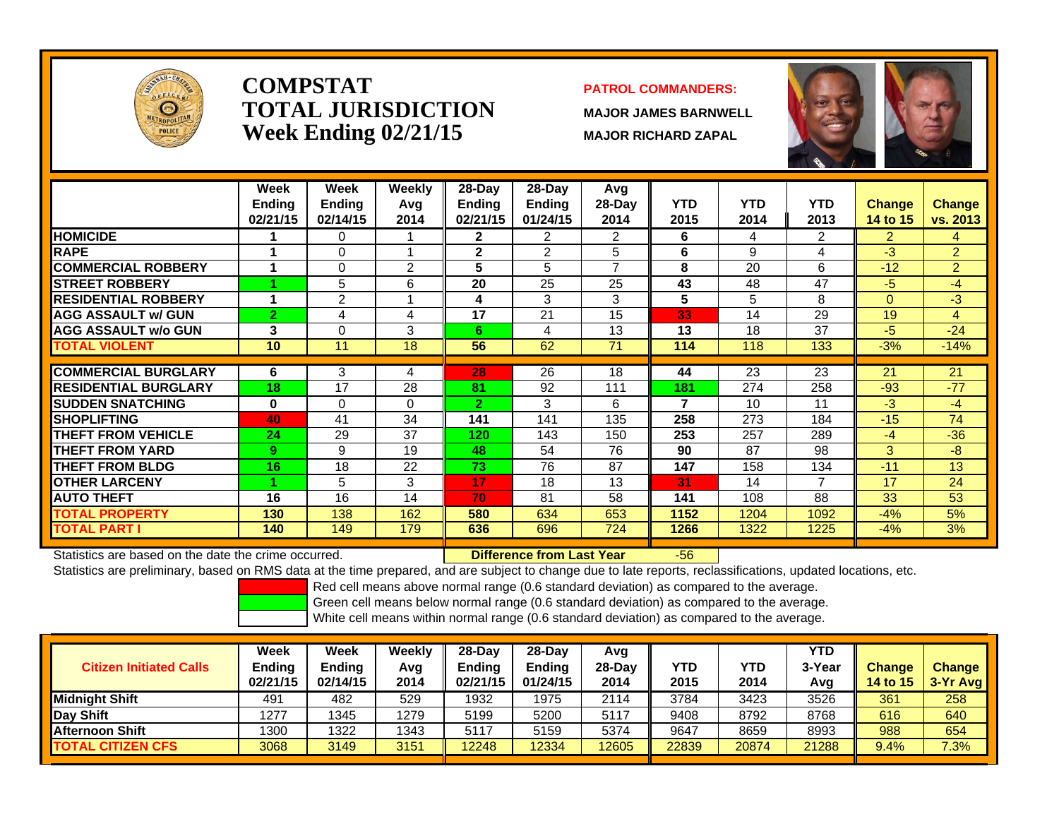# COMPSTAT TOTAL JURISDICTION Week Ending 02/21/15

**PATROL COMMANDERS:**

**MAJOR JAMES BARNWELL**

**MAJOR RICHARD ZAPAL**

| | Week Ending 02/21/15 | Week Ending 02/14/15 | Weekly Avg 2014 | 28-Day Ending 02/21/15 | 28-Day Ending 01/24/15 | Avg 28-Day 2014 | YTD 2015 | YTD 2014 | YTD 2013 | Change 14 to 15 | Change vs. 2013 |
|---|---|---|---|---|---|---|---|---|---|---|---|
| HOMICIDE | 1 | 0 | 1 | 2 | 2 | 2 | 6 | 4 | 2 | 2 | 4 |
| RAPE | 1 | 0 | 1 | 2 | 2 | 5 | 6 | 9 | 4 | -3 | 2 |
| COMMERCIAL ROBBERY | 1 | 0 | 2 | 5 | 5 | 7 | 8 | 20 | 6 | -12 | 2 |
| STREET ROBBERY | 1 | 5 | 6 | 20 | 25 | 25 | 43 | 48 | 47 | -5 | -4 |
| RESIDENTIAL ROBBERY | 1 | 2 | 1 | 4 | 3 | 3 | 5 | 5 | 8 | 0 | -3 |
| AGG ASSAULT w/ GUN | 2 | 4 | 4 | 17 | 21 | 15 | 33 | 14 | 29 | 19 | 4 |
| AGG ASSAULT w/o GUN | 3 | 0 | 3 | 6 | 4 | 13 | 13 | 18 | 37 | -5 | -24 |
| TOTAL VIOLENT | 10 | 11 | 18 | 56 | 62 | 71 | 114 | 118 | 133 | -3% | -14% |
| COMMERCIAL BURGLARY | 6 | 3 | 4 | 28 | 26 | 18 | 44 | 23 | 23 | 21 | 21 |
| RESIDENTIAL BURGLARY | 18 | 17 | 28 | 81 | 92 | 111 | 181 | 274 | 258 | -93 | -77 |
| SUDDEN SNATCHING | 0 | 0 | 0 | 2 | 3 | 6 | 7 | 10 | 11 | -3 | -4 |
| SHOPLIFTING | 40 | 41 | 34 | 141 | 141 | 135 | 258 | 273 | 184 | -15 | 74 |
| THEFT FROM VEHICLE | 24 | 29 | 37 | 120 | 143 | 150 | 253 | 257 | 289 | -4 | -36 |
| THEFT FROM YARD | 9 | 9 | 19 | 48 | 54 | 76 | 90 | 87 | 98 | 3 | -8 |
| THEFT FROM BLDG | 16 | 18 | 22 | 73 | 76 | 87 | 147 | 158 | 134 | -11 | 13 |
| OTHER LARCENY | 1 | 5 | 3 | 17 | 18 | 13 | 31 | 14 | 7 | 17 | 24 |
| AUTO THEFT | 16 | 16 | 14 | 70 | 81 | 58 | 141 | 108 | 88 | 33 | 53 |
| TOTAL PROPERTY | 130 | 138 | 162 | 580 | 634 | 653 | 1152 | 1204 | 1092 | -4% | 5% |
| TOTAL PART I | 140 | 149 | 179 | 636 | 696 | 724 | 1266 | 1322 | 1225 | -4% | 3% |

Statistics are based on the date the crime occurred. **Difference from Last Year** -56

Statistics are preliminary, based on RMS data at the time prepared, and are subject to change due to late reports, reclassifications, updated locations, etc.

Red cell means above normal range (0.6 standard deviation) as compared to the average.
Green cell means below normal range (0.6 standard deviation) as compared to the average.
White cell means within normal range (0.6 standard deviation) as compared to the average.

| Citizen Initiated Calls | Week Ending 02/21/15 | Week Ending 02/14/15 | Weekly Avg 2014 | 28-Day Ending 02/21/15 | 28-Day Ending 01/24/15 | Avg 28-Day 2014 | YTD 2015 | YTD 2014 | YTD 3-Year Avg | Change 14 to 15 | Change 3-Yr Avg |
|---|---|---|---|---|---|---|---|---|---|---|---|
| Midnight Shift | 491 | 482 | 529 | 1932 | 1975 | 2114 | 3784 | 3423 | 3526 | 361 | 258 |
| Day Shift | 1277 | 1345 | 1279 | 5199 | 5200 | 5117 | 9408 | 8792 | 8768 | 616 | 640 |
| Afternoon Shift | 1300 | 1322 | 1343 | 5117 | 5159 | 5374 | 9647 | 8659 | 8993 | 988 | 654 |
| TOTAL CITIZEN CFS | 3068 | 3149 | 3151 | 12248 | 12334 | 12605 | 22839 | 20874 | 21288 | 9.4% | 7.3% |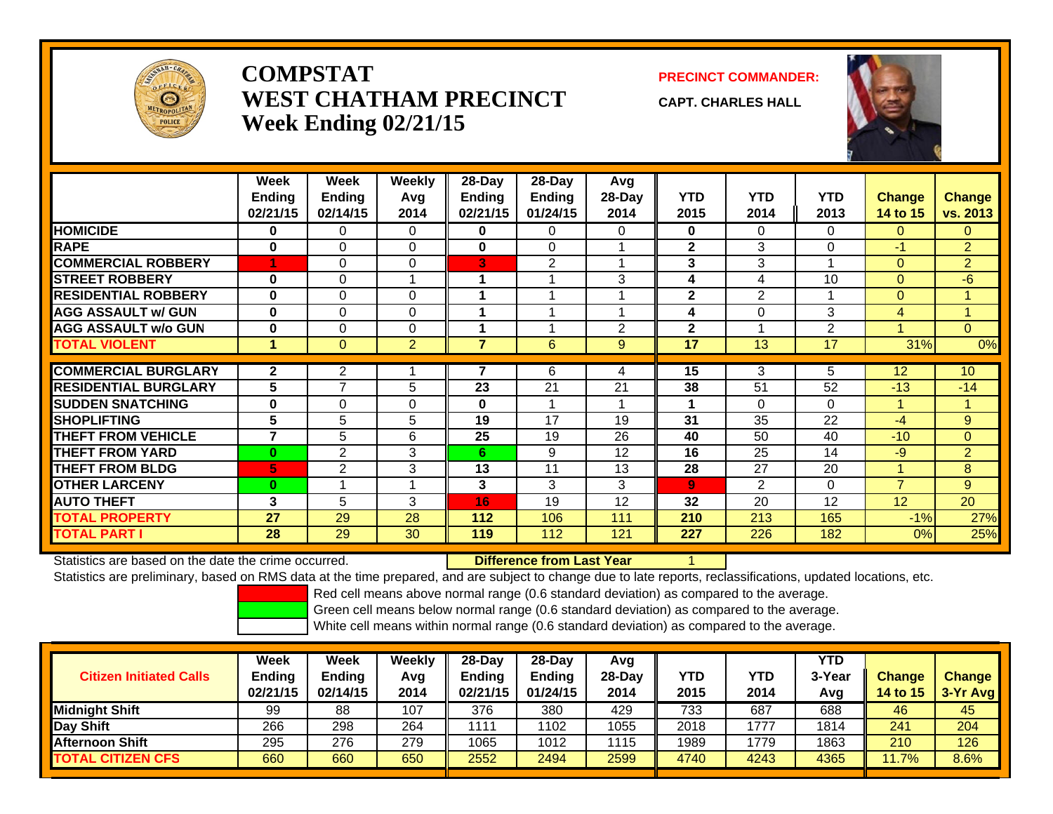# COMPSTAT
# WEST CHATHAM PRECINCT
# Week Ending 02/21/15

**PRECINCT COMMANDER:**

**CAPT. CHARLES HALL**

| | Week Ending 02/21/15 | Week Ending 02/14/15 | Weekly Avg 2014 | 28-Day Ending 02/21/15 | 28-Day Ending 01/24/15 | Avg 28-Day 2014 | YTD 2015 | YTD 2014 | YTD 2013 | Change 14 to 15 | Change vs. 2013 |
|---|---|---|---|---|---|---|---|---|---|---|---|
| HOMICIDE | 0 | 0 | 0 | 0 | 0 | 0 | 0 | 0 | 0 | 0 | 0 |
| RAPE | 0 | 0 | 0 | 0 | 0 | 1 | 2 | 3 | 0 | -1 | 2 |
| COMMERCIAL ROBBERY | 1 | 0 | 0 | 3 | 2 | 1 | 3 | 3 | 1 | 0 | 2 |
| STREET ROBBERY | 0 | 0 | 1 | 1 | 1 | 3 | 4 | 4 | 10 | 0 | -6 |
| RESIDENTIAL ROBBERY | 0 | 0 | 0 | 1 | 1 | 1 | 2 | 2 | 1 | 0 | 1 |
| AGG ASSAULT w/ GUN | 0 | 0 | 0 | 1 | 1 | 1 | 4 | 0 | 3 | 4 | 1 |
| AGG ASSAULT w/o GUN | 0 | 0 | 0 | 1 | 1 | 2 | 2 | 1 | 2 | 1 | 0 |
| TOTAL VIOLENT | 1 | 0 | 2 | 7 | 6 | 9 | 17 | 13 | 17 | 31% | 0% |
| COMMERCIAL BURGLARY | 2 | 2 | 1 | 7 | 6 | 4 | 15 | 3 | 5 | 12 | 10 |
| RESIDENTIAL BURGLARY | 5 | 7 | 5 | 23 | 21 | 21 | 38 | 51 | 52 | -13 | -14 |
| SUDDEN SNATCHING | 0 | 0 | 0 | 0 | 1 | 1 | 1 | 0 | 0 | 1 | 1 |
| SHOPLIFTING | 5 | 5 | 5 | 19 | 17 | 19 | 31 | 35 | 22 | -4 | 9 |
| THEFT FROM VEHICLE | 7 | 5 | 6 | 25 | 19 | 26 | 40 | 50 | 40 | -10 | 0 |
| THEFT FROM YARD | 0 | 2 | 3 | 6 | 9 | 12 | 16 | 25 | 14 | -9 | 2 |
| THEFT FROM BLDG | 5 | 2 | 3 | 13 | 11 | 13 | 28 | 27 | 20 | 1 | 8 |
| OTHER LARCENY | 0 | 1 | 1 | 3 | 3 | 3 | 9 | 2 | 0 | 7 | 9 |
| AUTO THEFT | 3 | 5 | 3 | 16 | 19 | 12 | 32 | 20 | 12 | 12 | 20 |
| TOTAL PROPERTY | 27 | 29 | 28 | 112 | 106 | 111 | 210 | 213 | 165 | -1% | 27% |
| TOTAL PART I | 28 | 29 | 30 | 119 | 112 | 121 | 227 | 226 | 182 | 0% | 25% |

Statistics are based on the date the crime occurred. **Difference from Last Year** 1

Statistics are preliminary, based on RMS data at the time prepared, and are subject to change due to late reports, reclassifications, updated locations, etc.

Red cell means above normal range (0.6 standard deviation) as compared to the average.
Green cell means below normal range (0.6 standard deviation) as compared to the average.
White cell means within normal range (0.6 standard deviation) as compared to the average.

| Citizen Initiated Calls | Week Ending 02/21/15 | Week Ending 02/14/15 | Weekly Avg 2014 | 28-Day Ending 02/21/15 | 28-Day Ending 01/24/15 | Avg 28-Day 2014 | YTD 2015 | YTD 2014 | YTD 3-Year Avg | Change 14 to 15 | Change 3-Yr Avg |
|---|---|---|---|---|---|---|---|---|---|---|---|
| Midnight Shift | 99 | 88 | 107 | 376 | 380 | 429 | 733 | 687 | 688 | 46 | 45 |
| Day Shift | 266 | 298 | 264 | 1111 | 1102 | 1055 | 2018 | 1777 | 1814 | 241 | 204 |
| Afternoon Shift | 295 | 276 | 279 | 1065 | 1012 | 1115 | 1989 | 1779 | 1863 | 210 | 126 |
| TOTAL CITIZEN CFS | 660 | 660 | 650 | 2552 | 2494 | 2599 | 4740 | 4243 | 4365 | 11.7% | 8.6% |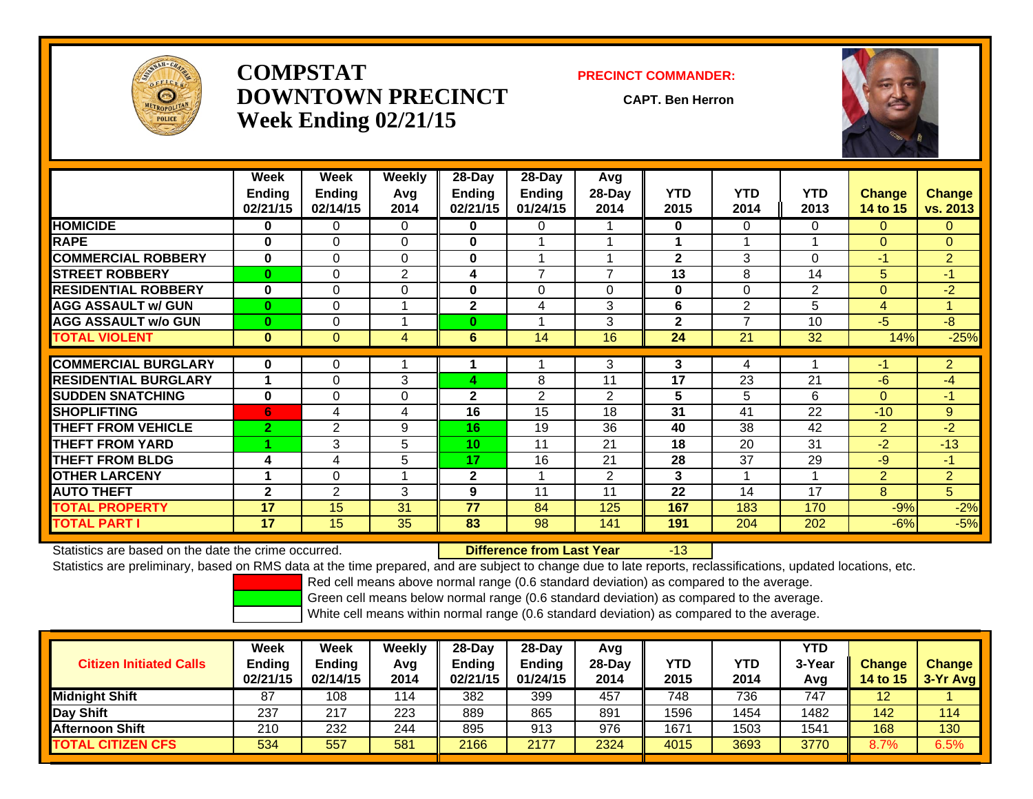# COMPSTAT
# DOWNTOWN PRECINCT
# Week Ending 02/21/15

**PRECINCT COMMANDER:**

**CAPT. Ben Herron**

| | Week Ending 02/21/15 | Week Ending 02/14/15 | Weekly Avg 2014 | 28-Day Ending 02/21/15 | 28-Day Ending 01/24/15 | Avg 28-Day 2014 | YTD 2015 | YTD 2014 | YTD 2013 | Change 14 to 15 | Change vs. 2013 |
|---|---|---|---|---|---|---|---|---|---|---|---|
| HOMICIDE | 0 | 0 | 0 | 0 | 0 | 1 | 0 | 0 | 0 | 0 | 0 |
| RAPE | 0 | 0 | 0 | 0 | 1 | 1 | 1 | 1 | 1 | 0 | 0 |
| COMMERCIAL ROBBERY | 0 | 0 | 0 | 0 | 1 | 1 | 2 | 3 | 0 | -1 | 2 |
| STREET ROBBERY | 0 | 0 | 2 | 4 | 7 | 7 | 13 | 8 | 14 | 5 | -1 |
| RESIDENTIAL ROBBERY | 0 | 0 | 0 | 0 | 0 | 0 | 0 | 0 | 2 | 0 | -2 |
| AGG ASSAULT w/ GUN | 0 | 0 | 1 | 2 | 4 | 3 | 6 | 2 | 5 | 4 | 1 |
| AGG ASSAULT w/o GUN | 0 | 0 | 1 | 0 | 1 | 3 | 2 | 7 | 10 | -5 | -8 |
| TOTAL VIOLENT | 0 | 0 | 4 | 6 | 14 | 16 | 24 | 21 | 32 | 14% | -25% |
| COMMERCIAL BURGLARY | 0 | 0 | 1 | 1 | 1 | 3 | 3 | 4 | 1 | -1 | 2 |
| RESIDENTIAL BURGLARY | 1 | 0 | 3 | 4 | 8 | 11 | 17 | 23 | 21 | -6 | -4 |
| SUDDEN SNATCHING | 0 | 0 | 0 | 2 | 2 | 2 | 5 | 5 | 6 | 0 | -1 |
| SHOPLIFTING | 6 | 4 | 4 | 16 | 15 | 18 | 31 | 41 | 22 | -10 | 9 |
| THEFT FROM VEHICLE | 2 | 2 | 9 | 16 | 19 | 36 | 40 | 38 | 42 | 2 | -2 |
| THEFT FROM YARD | 1 | 3 | 5 | 10 | 11 | 21 | 18 | 20 | 31 | -2 | -13 |
| THEFT FROM BLDG | 4 | 4 | 5 | 17 | 16 | 21 | 28 | 37 | 29 | -9 | -1 |
| OTHER LARCENY | 1 | 0 | 1 | 2 | 1 | 2 | 3 | 1 | 1 | 2 | 2 |
| AUTO THEFT | 2 | 2 | 3 | 9 | 11 | 11 | 22 | 14 | 17 | 8 | 5 |
| TOTAL PROPERTY | 17 | 15 | 31 | 77 | 84 | 125 | 167 | 183 | 170 | -9% | -2% |
| TOTAL PART I | 17 | 15 | 35 | 83 | 98 | 141 | 191 | 204 | 202 | -6% | -5% |

Statistics are based on the date the crime occurred. **Difference from Last Year** -13

Statistics are preliminary, based on RMS data at the time prepared, and are subject to change due to late reports, reclassifications, updated locations, etc.

Red cell means above normal range (0.6 standard deviation) as compared to the average.

Green cell means below normal range (0.6 standard deviation) as compared to the average.

White cell means within normal range (0.6 standard deviation) as compared to the average.

| Citizen Initiated Calls | Week Ending 02/21/15 | Week Ending 02/14/15 | Weekly Avg 2014 | 28-Day Ending 02/21/15 | 28-Day Ending 01/24/15 | Avg 28-Day 2014 | YTD 2015 | YTD 2014 | YTD 3-Year Avg | Change 14 to 15 | Change 3-Yr Avg |
|---|---|---|---|---|---|---|---|---|---|---|---|
| Midnight Shift | 87 | 108 | 114 | 382 | 399 | 457 | 748 | 736 | 747 | 12 | 1 |
| Day Shift | 237 | 217 | 223 | 889 | 865 | 891 | 1596 | 1454 | 1482 | 142 | 114 |
| Afternoon Shift | 210 | 232 | 244 | 895 | 913 | 976 | 1671 | 1503 | 1541 | 168 | 130 |
| TOTAL CITIZEN CFS | 534 | 557 | 581 | 2166 | 2177 | 2324 | 4015 | 3693 | 3770 | 8.7% | 6.5% |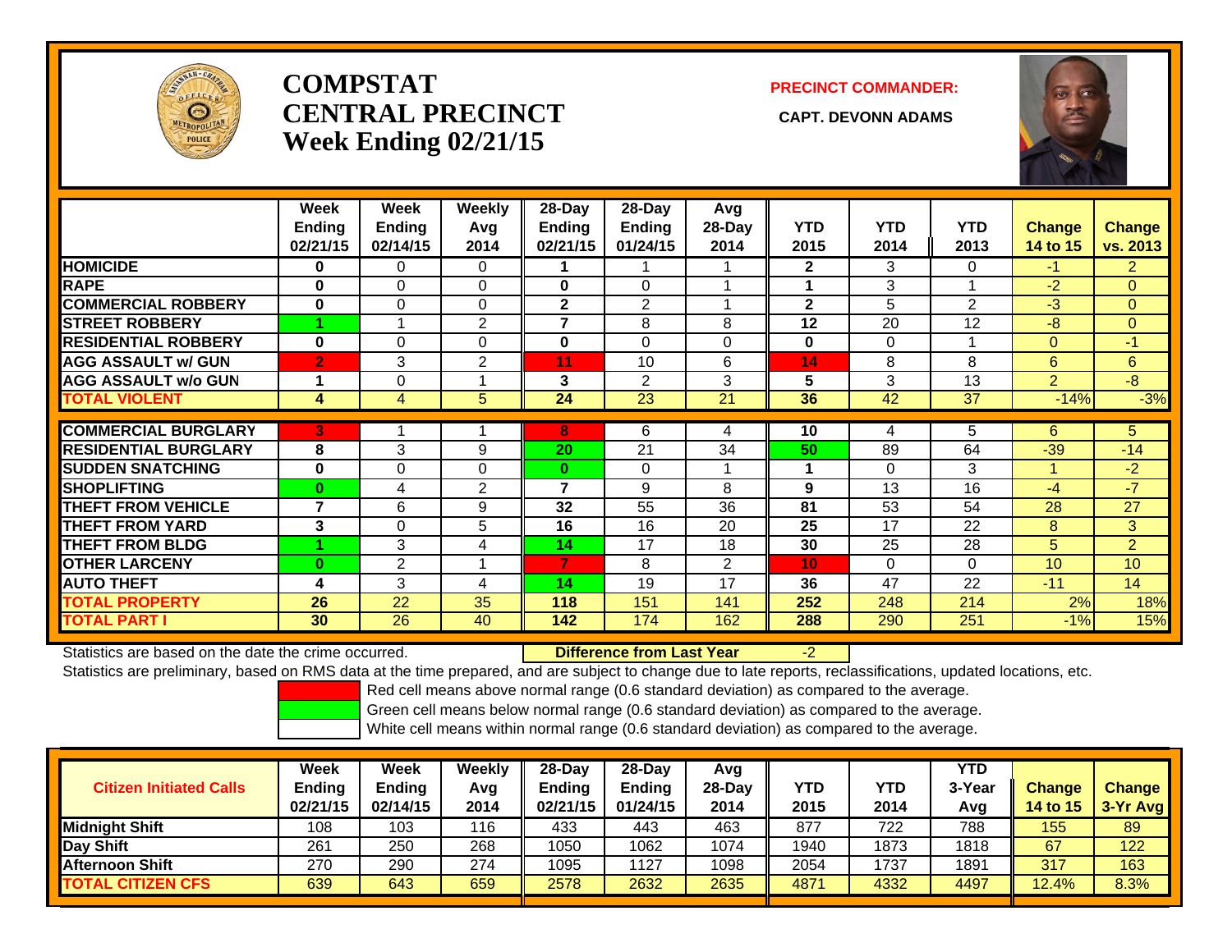# COMPSTAT
# CENTRAL PRECINCT
# Week Ending 02/21/15

**PRECINCT COMMANDER:**

**CAPT. DEVONN ADAMS**

| | Week Ending 02/21/15 | Week Ending 02/14/15 | Weekly Avg 2014 | 28-Day Ending 02/21/15 | 28-Day Ending 01/24/15 | Avg 28-Day 2014 | YTD 2015 | YTD 2014 | YTD 2013 | Change 14 to 15 | Change vs. 2013 |
|---|---|---|---|---|---|---|---|---|---|---|---|
| HOMICIDE | 0 | 0 | 0 | 1 | 1 | 1 | 2 | 3 | 0 | -1 | 2 |
| RAPE | 0 | 0 | 0 | 0 | 0 | 1 | 1 | 3 | 1 | -2 | 0 |
| COMMERCIAL ROBBERY | 0 | 0 | 0 | 2 | 2 | 1 | 2 | 5 | 2 | -3 | 0 |
| STREET ROBBERY | 1 | 1 | 2 | 7 | 8 | 8 | 12 | 20 | 12 | -8 | 0 |
| RESIDENTIAL ROBBERY | 0 | 0 | 0 | 0 | 0 | 0 | 0 | 0 | 1 | 0 | -1 |
| AGG ASSAULT w/ GUN | 2 | 3 | 2 | 11 | 10 | 6 | 14 | 8 | 8 | 6 | 6 |
| AGG ASSAULT w/o GUN | 1 | 0 | 1 | 3 | 2 | 3 | 5 | 3 | 13 | 2 | -8 |
| TOTAL VIOLENT | 4 | 4 | 5 | 24 | 23 | 21 | 36 | 42 | 37 | -14% | -3% |
| COMMERCIAL BURGLARY | 3 | 1 | 1 | 8 | 6 | 4 | 10 | 4 | 5 | 6 | 5 |
| RESIDENTIAL BURGLARY | 8 | 3 | 9 | 20 | 21 | 34 | 50 | 89 | 64 | -39 | -14 |
| SUDDEN SNATCHING | 0 | 0 | 0 | 0 | 0 | 1 | 1 | 0 | 3 | 1 | -2 |
| SHOPLIFTING | 0 | 4 | 2 | 7 | 9 | 8 | 9 | 13 | 16 | -4 | -7 |
| THEFT FROM VEHICLE | 7 | 6 | 9 | 32 | 55 | 36 | 81 | 53 | 54 | 28 | 27 |
| THEFT FROM YARD | 3 | 0 | 5 | 16 | 16 | 20 | 25 | 17 | 22 | 8 | 3 |
| THEFT FROM BLDG | 1 | 3 | 4 | 14 | 17 | 18 | 30 | 25 | 28 | 5 | 2 |
| OTHER LARCENY | 0 | 2 | 1 | 7 | 8 | 2 | 10 | 0 | 0 | 10 | 10 |
| AUTO THEFT | 4 | 3 | 4 | 14 | 19 | 17 | 36 | 47 | 22 | -11 | 14 |
| TOTAL PROPERTY | 26 | 22 | 35 | 118 | 151 | 141 | 252 | 248 | 214 | 2% | 18% |
| TOTAL PART I | 30 | 26 | 40 | 142 | 174 | 162 | 288 | 290 | 251 | -1% | 15% |

Statistics are based on the date the crime occurred. **Difference from Last Year** -2

Statistics are preliminary, based on RMS data at the time prepared, and are subject to change due to late reports, reclassifications, updated locations, etc.

Red cell means above normal range (0.6 standard deviation) as compared to the average.

Green cell means below normal range (0.6 standard deviation) as compared to the average.

White cell means within normal range (0.6 standard deviation) as compared to the average.

| Citizen Initiated Calls | Week Ending 02/21/15 | Week Ending 02/14/15 | Weekly Avg 2014 | 28-Day Ending 02/21/15 | 28-Day Ending 01/24/15 | Avg 28-Day 2014 | YTD 2015 | YTD 2014 | YTD 3-Year Avg | Change 14 to 15 | Change 3-Yr Avg |
|---|---|---|---|---|---|---|---|---|---|---|---|
| Midnight Shift | 108 | 103 | 116 | 433 | 443 | 463 | 877 | 722 | 788 | 155 | 89 |
| Day Shift | 261 | 250 | 268 | 1050 | 1062 | 1074 | 1940 | 1873 | 1818 | 67 | 122 |
| Afternoon Shift | 270 | 290 | 274 | 1095 | 1127 | 1098 | 2054 | 1737 | 1891 | 317 | 163 |
| TOTAL CITIZEN CFS | 639 | 643 | 659 | 2578 | 2632 | 2635 | 4871 | 4332 | 4497 | 12.4% | 8.3% |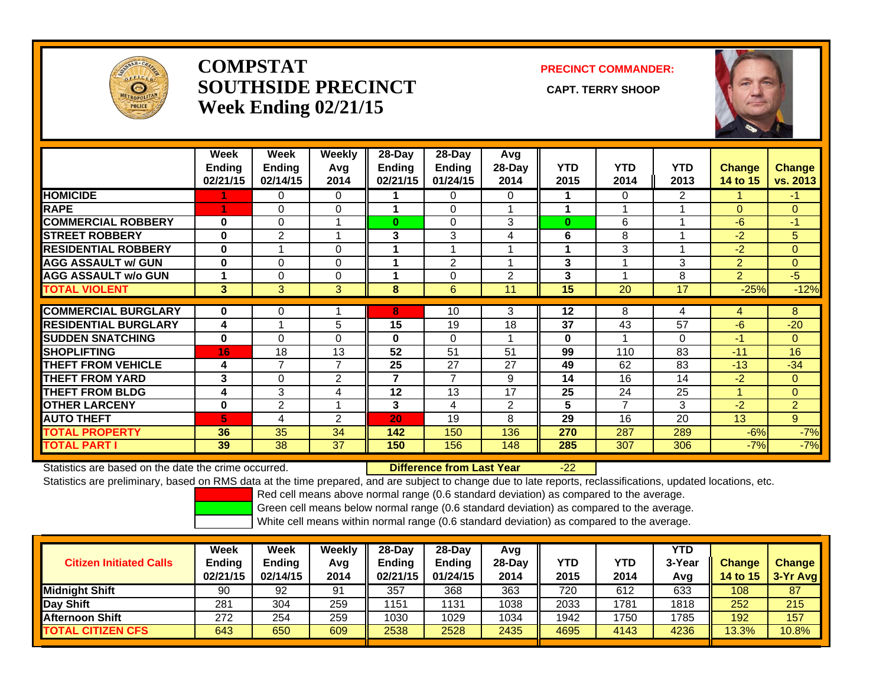# COMPSTAT
# SOUTHSIDE PRECINCT
# Week Ending 02/21/15

**PRECINCT COMMANDER:**

**CAPT. TERRY SHOOP**

| | Week Ending 02/21/15 | Week Ending 02/14/15 | Weekly Avg 2014 | 28-Day Ending 02/21/15 | 28-Day Ending 01/24/15 | Avg 28-Day 2014 | YTD 2015 | YTD 2014 | YTD 2013 | Change 14 to 15 | Change vs. 2013 |
|---|---|---|---|---|---|---|---|---|---|---|---|
| HOMICIDE | 1 | 0 | 0 | 1 | 0 | 0 | 1 | 0 | 2 | 1 | -1 |
| RAPE | 1 | 0 | 0 | 1 | 0 | 1 | 1 | 1 | 1 | 0 | 0 |
| COMMERCIAL ROBBERY | 0 | 0 | 1 | 0 | 0 | 3 | 0 | 6 | 1 | -6 | -1 |
| STREET ROBBERY | 0 | 2 | 1 | 3 | 3 | 4 | 6 | 8 | 1 | -2 | 5 |
| RESIDENTIAL ROBBERY | 0 | 1 | 0 | 1 | 1 | 1 | 1 | 3 | 1 | -2 | 0 |
| AGG ASSAULT w/ GUN | 0 | 0 | 0 | 1 | 2 | 1 | 3 | 1 | 3 | 2 | 0 |
| AGG ASSAULT w/o GUN | 1 | 0 | 0 | 1 | 0 | 2 | 3 | 1 | 8 | 2 | -5 |
| TOTAL VIOLENT | 3 | 3 | 3 | 8 | 6 | 11 | 15 | 20 | 17 | -25% | -12% |
| COMMERCIAL BURGLARY | 0 | 0 | 1 | 8 | 10 | 3 | 12 | 8 | 4 | 4 | 8 |
| RESIDENTIAL BURGLARY | 4 | 1 | 5 | 15 | 19 | 18 | 37 | 43 | 57 | -6 | -20 |
| SUDDEN SNATCHING | 0 | 0 | 0 | 0 | 0 | 1 | 0 | 1 | 0 | -1 | 0 |
| SHOPLIFTING | 16 | 18 | 13 | 52 | 51 | 51 | 99 | 110 | 83 | -11 | 16 |
| THEFT FROM VEHICLE | 4 | 7 | 7 | 25 | 27 | 27 | 49 | 62 | 83 | -13 | -34 |
| THEFT FROM YARD | 3 | 0 | 2 | 7 | 7 | 9 | 14 | 16 | 14 | -2 | 0 |
| THEFT FROM BLDG | 4 | 3 | 4 | 12 | 13 | 17 | 25 | 24 | 25 | 1 | 0 |
| OTHER LARCENY | 0 | 2 | 1 | 3 | 4 | 2 | 5 | 7 | 3 | -2 | 2 |
| AUTO THEFT | 5 | 4 | 2 | 20 | 19 | 8 | 29 | 16 | 20 | 13 | 9 |
| TOTAL PROPERTY | 36 | 35 | 34 | 142 | 150 | 136 | 270 | 287 | 289 | -6% | -7% |
| TOTAL PART I | 39 | 38 | 37 | 150 | 156 | 148 | 285 | 307 | 306 | -7% | -7% |

Statistics are based on the date the crime occurred. **Difference from Last Year** -22

Statistics are preliminary, based on RMS data at the time prepared, and are subject to change due to late reports, reclassifications, updated locations, etc.

Red cell means above normal range (0.6 standard deviation) as compared to the average.
Green cell means below normal range (0.6 standard deviation) as compared to the average.
White cell means within normal range (0.6 standard deviation) as compared to the average.

| Citizen Initiated Calls | Week Ending 02/21/15 | Week Ending 02/14/15 | Weekly Avg 2014 | 28-Day Ending 02/21/15 | 28-Day Ending 01/24/15 | Avg 28-Day 2014 | YTD 2015 | YTD 2014 | YTD 3-Year Avg | Change 14 to 15 | Change 3-Yr Avg |
|---|---|---|---|---|---|---|---|---|---|---|---|
| Midnight Shift | 90 | 92 | 91 | 357 | 368 | 363 | 720 | 612 | 633 | 108 | 87 |
| Day Shift | 281 | 304 | 259 | 1151 | 1131 | 1038 | 2033 | 1781 | 1818 | 252 | 215 |
| Afternoon Shift | 272 | 254 | 259 | 1030 | 1029 | 1034 | 1942 | 1750 | 1785 | 192 | 157 |
| TOTAL CITIZEN CFS | 643 | 650 | 609 | 2538 | 2528 | 2435 | 4695 | 4143 | 4236 | 13.3% | 10.8% |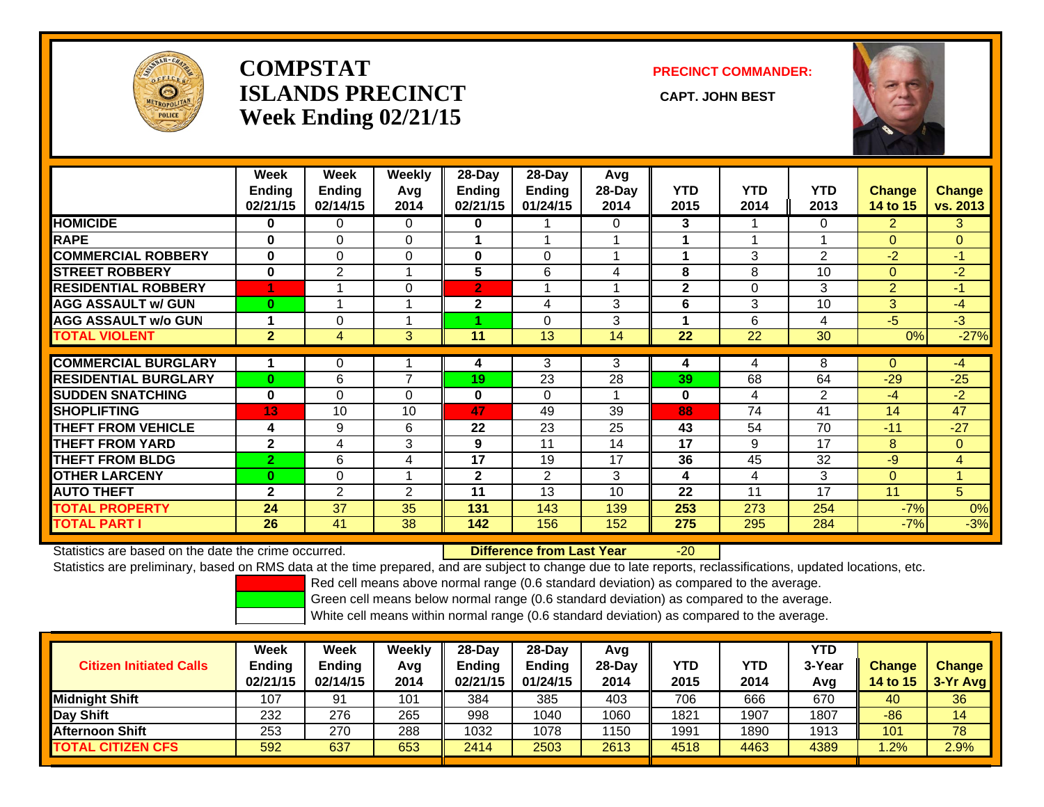# COMPSTAT
# ISLANDS PRECINCT
# Week Ending 02/21/15

**PRECINCT COMMANDER:**

**CAPT. JOHN BEST**

| | Week Ending 02/21/15 | Week Ending 02/14/15 | Weekly Avg 2014 | 28-Day Ending 02/21/15 | 28-Day Ending 01/24/15 | Avg 28-Day 2014 | YTD 2015 | YTD 2014 | YTD 2013 | Change 14 to 15 | Change vs. 2013 |
|---|---|---|---|---|---|---|---|---|---|---|---|
| HOMICIDE | 0 | 0 | 0 | 0 | 1 | 0 | 3 | 1 | 0 | 2 | 3 |
| RAPE | 0 | 0 | 0 | 1 | 1 | 1 | 1 | 1 | 1 | 0 | 0 |
| COMMERCIAL ROBBERY | 0 | 0 | 0 | 0 | 0 | 1 | 1 | 3 | 2 | -2 | -1 |
| STREET ROBBERY | 0 | 2 | 1 | 5 | 6 | 4 | 8 | 8 | 10 | 0 | -2 |
| RESIDENTIAL ROBBERY | 1 | 1 | 0 | 2 | 1 | 1 | 2 | 0 | 3 | 2 | -1 |
| AGG ASSAULT w/ GUN | 0 | 1 | 1 | 2 | 4 | 3 | 6 | 3 | 10 | 3 | -4 |
| AGG ASSAULT w/o GUN | 1 | 0 | 1 | 1 | 0 | 3 | 1 | 6 | 4 | -5 | -3 |
| TOTAL VIOLENT | 2 | 4 | 3 | 11 | 13 | 14 | 22 | 22 | 30 | 0% | -27% |
| COMMERCIAL BURGLARY | 1 | 0 | 1 | 4 | 3 | 3 | 4 | 4 | 8 | 0 | -4 |
| RESIDENTIAL BURGLARY | 0 | 6 | 7 | 19 | 23 | 28 | 39 | 68 | 64 | -29 | -25 |
| SUDDEN SNATCHING | 0 | 0 | 0 | 0 | 0 | 1 | 0 | 4 | 2 | -4 | -2 |
| SHOPLIFTING | 13 | 10 | 10 | 47 | 49 | 39 | 88 | 74 | 41 | 14 | 47 |
| THEFT FROM VEHICLE | 4 | 9 | 6 | 22 | 23 | 25 | 43 | 54 | 70 | -11 | -27 |
| THEFT FROM YARD | 2 | 4 | 3 | 9 | 11 | 14 | 17 | 9 | 17 | 8 | 0 |
| THEFT FROM BLDG | 2 | 6 | 4 | 17 | 19 | 17 | 36 | 45 | 32 | -9 | 4 |
| OTHER LARCENY | 0 | 0 | 1 | 2 | 2 | 3 | 4 | 4 | 3 | 0 | 1 |
| AUTO THEFT | 2 | 2 | 2 | 11 | 13 | 10 | 22 | 11 | 17 | 11 | 5 |
| TOTAL PROPERTY | 24 | 37 | 35 | 131 | 143 | 139 | 253 | 273 | 254 | -7% | 0% |
| TOTAL PART I | 26 | 41 | 38 | 142 | 156 | 152 | 275 | 295 | 284 | -7% | -3% |

Statistics are based on the date the crime occurred. **Difference from Last Year** -20

Statistics are preliminary, based on RMS data at the time prepared, and are subject to change due to late reports, reclassifications, updated locations, etc.

Red cell means above normal range (0.6 standard deviation) as compared to the average.

Green cell means below normal range (0.6 standard deviation) as compared to the average.

White cell means within normal range (0.6 standard deviation) as compared to the average.

| Citizen Initiated Calls | Week Ending 02/21/15 | Week Ending 02/14/15 | Weekly Avg 2014 | 28-Day Ending 02/21/15 | 28-Day Ending 01/24/15 | Avg 28-Day 2014 | YTD 2015 | YTD 2014 | YTD 3-Year Avg | Change 14 to 15 | Change 3-Yr Avg |
|---|---|---|---|---|---|---|---|---|---|---|---|
| Midnight Shift | 107 | 91 | 101 | 384 | 385 | 403 | 706 | 666 | 670 | 40 | 36 |
| Day Shift | 232 | 276 | 265 | 998 | 1040 | 1060 | 1821 | 1907 | 1807 | -86 | 14 |
| Afternoon Shift | 253 | 270 | 288 | 1032 | 1078 | 1150 | 1991 | 1890 | 1913 | 101 | 78 |
| TOTAL CITIZEN CFS | 592 | 637 | 653 | 2414 | 2503 | 2613 | 4518 | 4463 | 4389 | 1.2% | 2.9% |